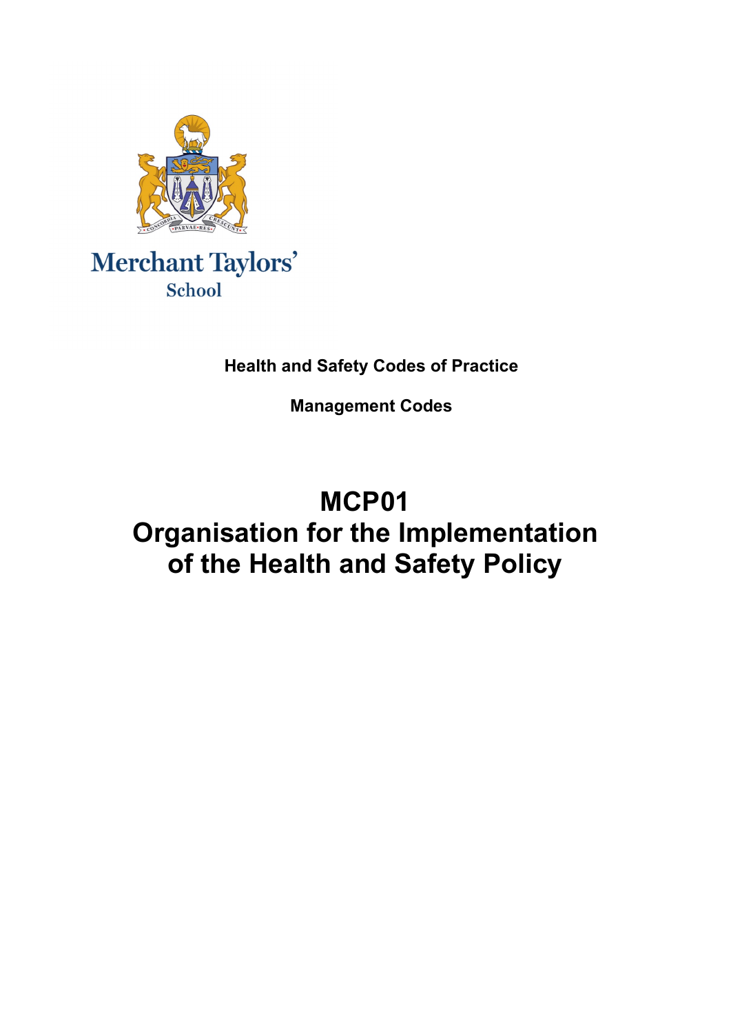Merchant Taylors' School

**Health and Safety Codes of Practice**

**Management Codes**

# MCP01
# Organisation for the Implementation of the Health and Safety Policy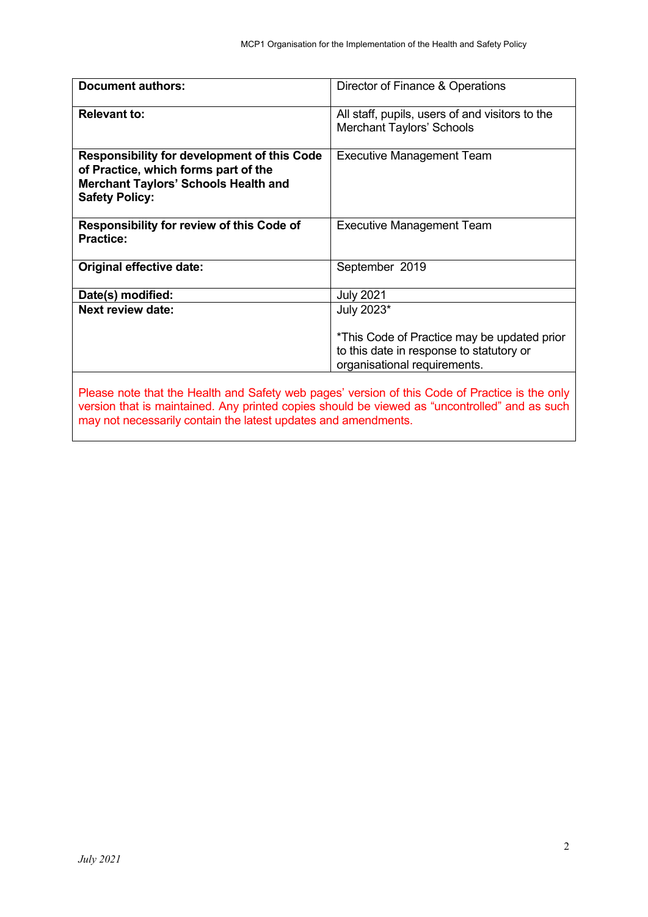| **Document authors:** | Director of Finance & Operations |
| --- | --- |
| **Relevant to:** | All staff, pupils, users of and visitors to the Merchant Taylors' Schools |
| **Responsibility for development of this Code of Practice, which forms part of the Merchant Taylors' Schools Health and Safety Policy:** | Executive Management Team |
| **Responsibility for review of this Code of Practice:** | Executive Management Team |
| **Original effective date:** | September 2019 |
| **Date(s) modified:** | July 2021 |
| **Next review date:** | July 2023*<br><br>*This Code of Practice may be updated prior to this date in response to statutory or organisational requirements. |

Please note that the Health and Safety web pages' version of this Code of Practice is the only version that is maintained. Any printed copies should be viewed as "uncontrolled" and as such may not necessarily contain the latest updates and amendments.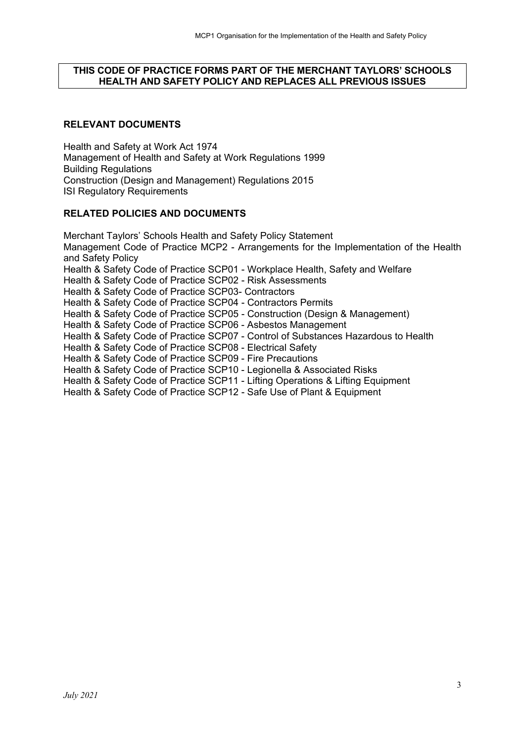**THIS CODE OF PRACTICE FORMS PART OF THE MERCHANT TAYLORS' SCHOOLS HEALTH AND SAFETY POLICY AND REPLACES ALL PREVIOUS ISSUES**

## RELEVANT DOCUMENTS

Health and Safety at Work Act 1974
Management of Health and Safety at Work Regulations 1999
Building Regulations
Construction (Design and Management) Regulations 2015
ISI Regulatory Requirements

## RELATED POLICIES AND DOCUMENTS

Merchant Taylors' Schools Health and Safety Policy Statement
Management Code of Practice MCP2 - Arrangements for the Implementation of the Health and Safety Policy
Health & Safety Code of Practice SCP01 - Workplace Health, Safety and Welfare
Health & Safety Code of Practice SCP02 - Risk Assessments
Health & Safety Code of Practice SCP03- Contractors
Health & Safety Code of Practice SCP04 - Contractors Permits
Health & Safety Code of Practice SCP05 - Construction (Design & Management)
Health & Safety Code of Practice SCP06 - Asbestos Management
Health & Safety Code of Practice SCP07 - Control of Substances Hazardous to Health
Health & Safety Code of Practice SCP08 - Electrical Safety
Health & Safety Code of Practice SCP09 - Fire Precautions
Health & Safety Code of Practice SCP10 - Legionella & Associated Risks
Health & Safety Code of Practice SCP11 - Lifting Operations & Lifting Equipment
Health & Safety Code of Practice SCP12 - Safe Use of Plant & Equipment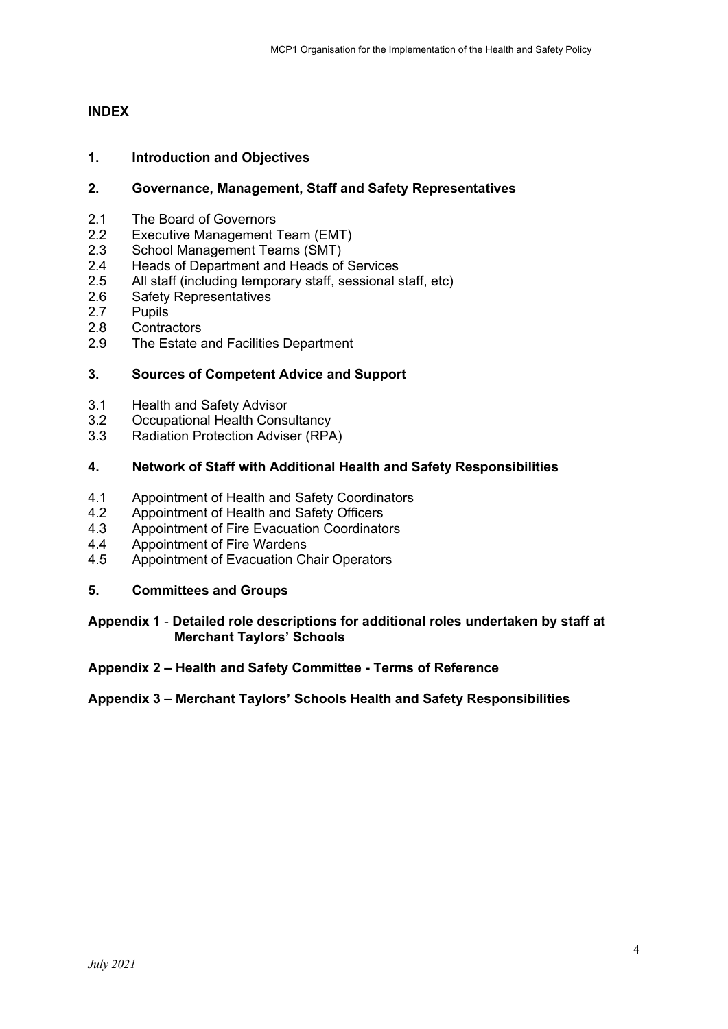## INDEX

**1. Introduction and Objectives**

**2. Governance, Management, Staff and Safety Representatives**

2.1 The Board of Governors
2.2 Executive Management Team (EMT)
2.3 School Management Teams (SMT)
2.4 Heads of Department and Heads of Services
2.5 All staff (including temporary staff, sessional staff, etc)
2.6 Safety Representatives
2.7 Pupils
2.8 Contractors
2.9 The Estate and Facilities Department

**3. Sources of Competent Advice and Support**

3.1 Health and Safety Advisor
3.2 Occupational Health Consultancy
3.3 Radiation Protection Adviser (RPA)

**4. Network of Staff with Additional Health and Safety Responsibilities**

4.1 Appointment of Health and Safety Coordinators
4.2 Appointment of Health and Safety Officers
4.3 Appointment of Fire Evacuation Coordinators
4.4 Appointment of Fire Wardens
4.5 Appointment of Evacuation Chair Operators

**5. Committees and Groups**

**Appendix 1 - Detailed role descriptions for additional roles undertaken by staff at Merchant Taylors' Schools**

**Appendix 2 – Health and Safety Committee - Terms of Reference**

**Appendix 3 – Merchant Taylors' Schools Health and Safety Responsibilities**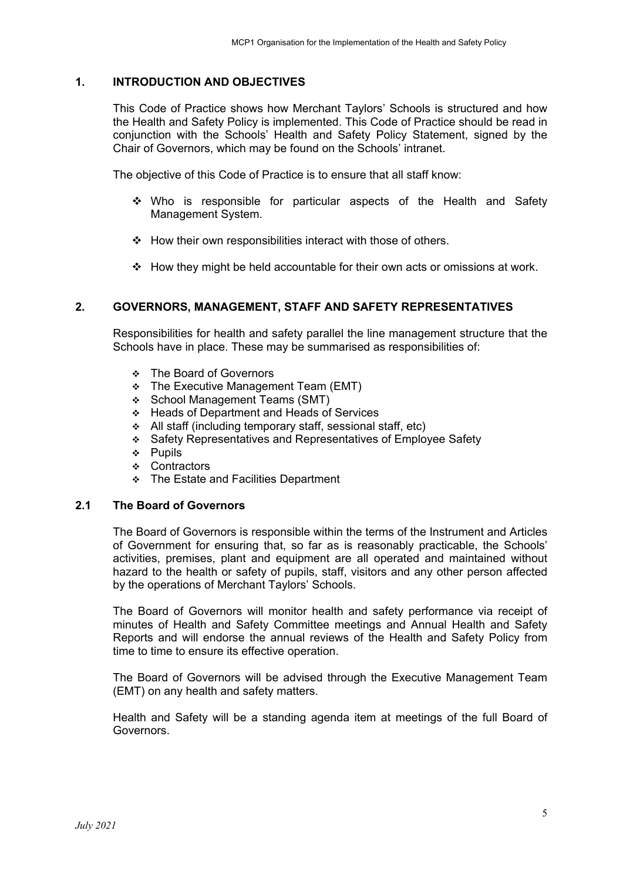## 1. INTRODUCTION AND OBJECTIVES

This Code of Practice shows how Merchant Taylors' Schools is structured and how the Health and Safety Policy is implemented. This Code of Practice should be read in conjunction with the Schools' Health and Safety Policy Statement, signed by the Chair of Governors, which may be found on the Schools' intranet.

The objective of this Code of Practice is to ensure that all staff know:

- Who is responsible for particular aspects of the Health and Safety Management System.
- How their own responsibilities interact with those of others.
- How they might be held accountable for their own acts or omissions at work.

## 2. GOVERNORS, MANAGEMENT, STAFF AND SAFETY REPRESENTATIVES

Responsibilities for health and safety parallel the line management structure that the Schools have in place. These may be summarised as responsibilities of:

- The Board of Governors
- The Executive Management Team (EMT)
- School Management Teams (SMT)
- Heads of Department and Heads of Services
- All staff (including temporary staff, sessional staff, etc)
- Safety Representatives and Representatives of Employee Safety
- Pupils
- Contractors
- The Estate and Facilities Department

### 2.1 The Board of Governors

The Board of Governors is responsible within the terms of the Instrument and Articles of Government for ensuring that, so far as is reasonably practicable, the Schools' activities, premises, plant and equipment are all operated and maintained without hazard to the health or safety of pupils, staff, visitors and any other person affected by the operations of Merchant Taylors' Schools.

The Board of Governors will monitor health and safety performance via receipt of minutes of Health and Safety Committee meetings and Annual Health and Safety Reports and will endorse the annual reviews of the Health and Safety Policy from time to time to ensure its effective operation.

The Board of Governors will be advised through the Executive Management Team (EMT) on any health and safety matters.

Health and Safety will be a standing agenda item at meetings of the full Board of Governors.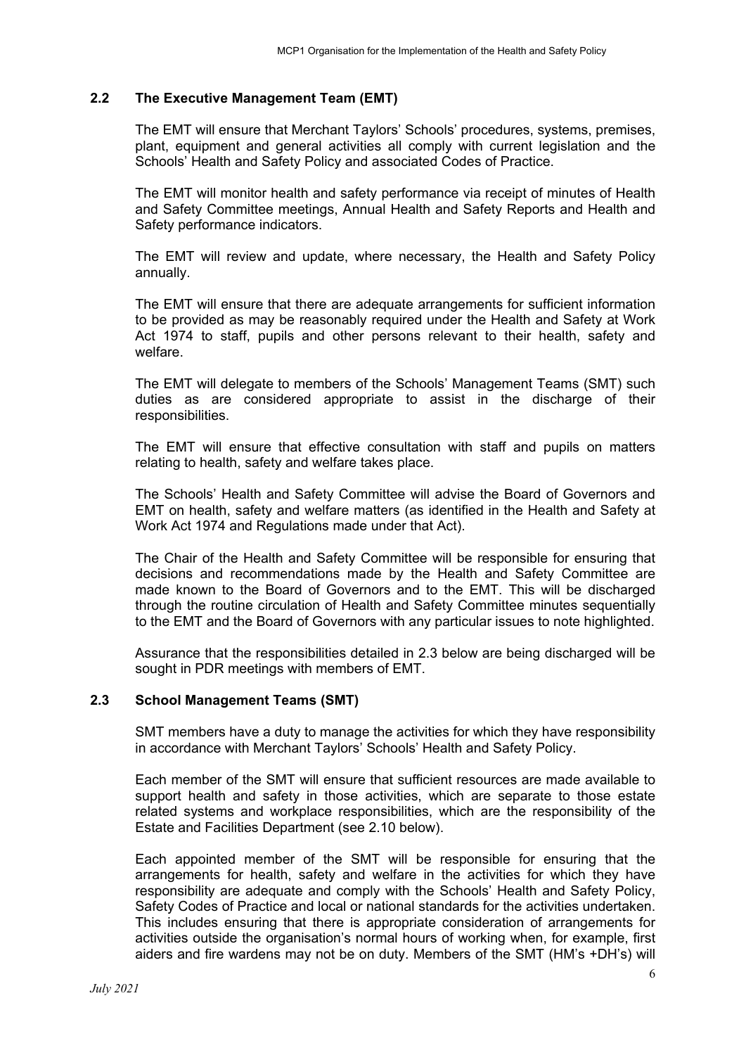## 2.2 The Executive Management Team (EMT)

The EMT will ensure that Merchant Taylors' Schools' procedures, systems, premises, plant, equipment and general activities all comply with current legislation and the Schools' Health and Safety Policy and associated Codes of Practice.

The EMT will monitor health and safety performance via receipt of minutes of Health and Safety Committee meetings, Annual Health and Safety Reports and Health and Safety performance indicators.

The EMT will review and update, where necessary, the Health and Safety Policy annually.

The EMT will ensure that there are adequate arrangements for sufficient information to be provided as may be reasonably required under the Health and Safety at Work Act 1974 to staff, pupils and other persons relevant to their health, safety and welfare.

The EMT will delegate to members of the Schools' Management Teams (SMT) such duties as are considered appropriate to assist in the discharge of their responsibilities.

The EMT will ensure that effective consultation with staff and pupils on matters relating to health, safety and welfare takes place.

The Schools' Health and Safety Committee will advise the Board of Governors and EMT on health, safety and welfare matters (as identified in the Health and Safety at Work Act 1974 and Regulations made under that Act).

The Chair of the Health and Safety Committee will be responsible for ensuring that decisions and recommendations made by the Health and Safety Committee are made known to the Board of Governors and to the EMT. This will be discharged through the routine circulation of Health and Safety Committee minutes sequentially to the EMT and the Board of Governors with any particular issues to note highlighted.

Assurance that the responsibilities detailed in 2.3 below are being discharged will be sought in PDR meetings with members of EMT.

## 2.3 School Management Teams (SMT)

SMT members have a duty to manage the activities for which they have responsibility in accordance with Merchant Taylors' Schools' Health and Safety Policy.

Each member of the SMT will ensure that sufficient resources are made available to support health and safety in those activities, which are separate to those estate related systems and workplace responsibilities, which are the responsibility of the Estate and Facilities Department (see 2.10 below).

Each appointed member of the SMT will be responsible for ensuring that the arrangements for health, safety and welfare in the activities for which they have responsibility are adequate and comply with the Schools' Health and Safety Policy, Safety Codes of Practice and local or national standards for the activities undertaken. This includes ensuring that there is appropriate consideration of arrangements for activities outside the organisation's normal hours of working when, for example, first aiders and fire wardens may not be on duty. Members of the SMT (HM's +DH's) will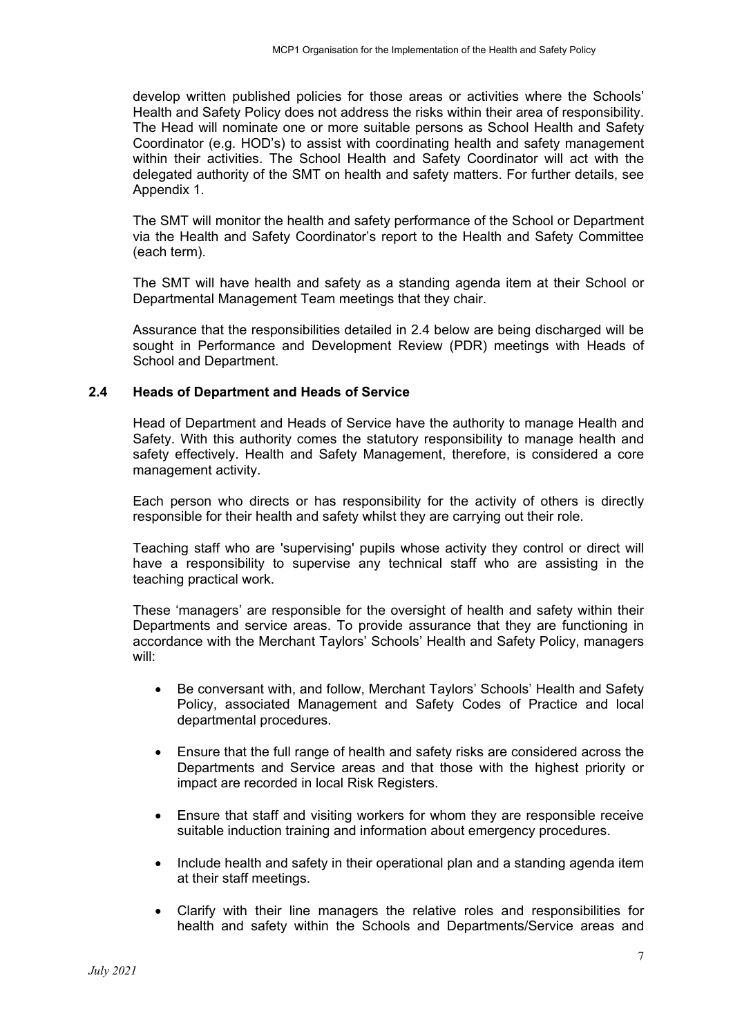develop written published policies for those areas or activities where the Schools' Health and Safety Policy does not address the risks within their area of responsibility. The Head will nominate one or more suitable persons as School Health and Safety Coordinator (e.g. HOD's) to assist with coordinating health and safety management within their activities. The School Health and Safety Coordinator will act with the delegated authority of the SMT on health and safety matters. For further details, see Appendix 1.

The SMT will monitor the health and safety performance of the School or Department via the Health and Safety Coordinator's report to the Health and Safety Committee (each term).

The SMT will have health and safety as a standing agenda item at their School or Departmental Management Team meetings that they chair.

Assurance that the responsibilities detailed in 2.4 below are being discharged will be sought in Performance and Development Review (PDR) meetings with Heads of School and Department.

### 2.4 Heads of Department and Heads of Service

Head of Department and Heads of Service have the authority to manage Health and Safety. With this authority comes the statutory responsibility to manage health and safety effectively. Health and Safety Management, therefore, is considered a core management activity.

Each person who directs or has responsibility for the activity of others is directly responsible for their health and safety whilst they are carrying out their role.

Teaching staff who are 'supervising' pupils whose activity they control or direct will have a responsibility to supervise any technical staff who are assisting in the teaching practical work.

These 'managers' are responsible for the oversight of health and safety within their Departments and service areas. To provide assurance that they are functioning in accordance with the Merchant Taylors' Schools' Health and Safety Policy, managers will:

- Be conversant with, and follow, Merchant Taylors' Schools' Health and Safety Policy, associated Management and Safety Codes of Practice and local departmental procedures.
- Ensure that the full range of health and safety risks are considered across the Departments and Service areas and that those with the highest priority or impact are recorded in local Risk Registers.
- Ensure that staff and visiting workers for whom they are responsible receive suitable induction training and information about emergency procedures.
- Include health and safety in their operational plan and a standing agenda item at their staff meetings.
- Clarify with their line managers the relative roles and responsibilities for health and safety within the Schools and Departments/Service areas and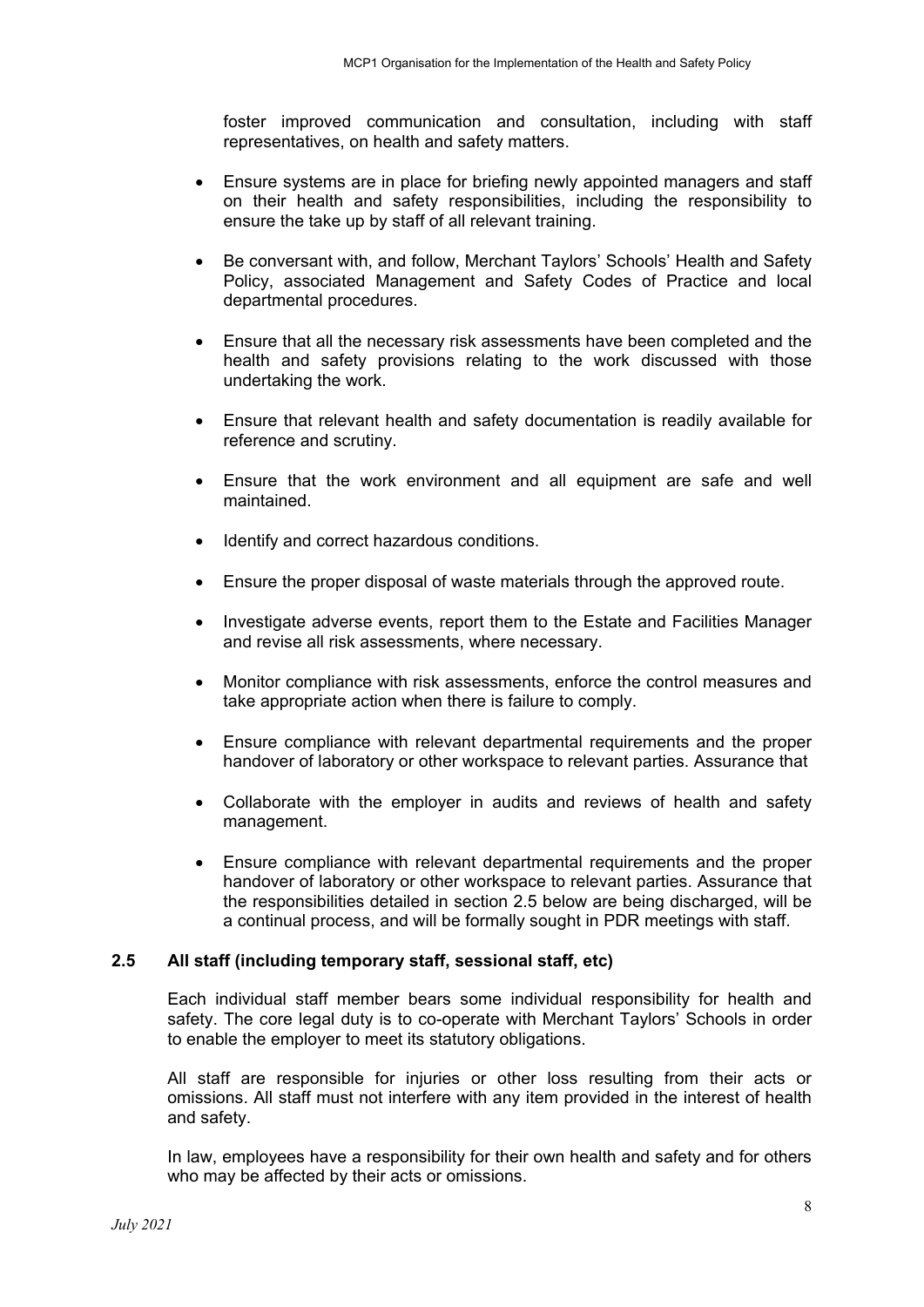foster improved communication and consultation, including with staff representatives, on health and safety matters.

- Ensure systems are in place for briefing newly appointed managers and staff on their health and safety responsibilities, including the responsibility to ensure the take up by staff of all relevant training.
- Be conversant with, and follow, Merchant Taylors' Schools' Health and Safety Policy, associated Management and Safety Codes of Practice and local departmental procedures.
- Ensure that all the necessary risk assessments have been completed and the health and safety provisions relating to the work discussed with those undertaking the work.
- Ensure that relevant health and safety documentation is readily available for reference and scrutiny.
- Ensure that the work environment and all equipment are safe and well maintained.
- Identify and correct hazardous conditions.
- Ensure the proper disposal of waste materials through the approved route.
- Investigate adverse events, report them to the Estate and Facilities Manager and revise all risk assessments, where necessary.
- Monitor compliance with risk assessments, enforce the control measures and take appropriate action when there is failure to comply.
- Ensure compliance with relevant departmental requirements and the proper handover of laboratory or other workspace to relevant parties. Assurance that
- Collaborate with the employer in audits and reviews of health and safety management.
- Ensure compliance with relevant departmental requirements and the proper handover of laboratory or other workspace to relevant parties. Assurance that the responsibilities detailed in section 2.5 below are being discharged, will be a continual process, and will be formally sought in PDR meetings with staff.

### 2.5 All staff (including temporary staff, sessional staff, etc)

Each individual staff member bears some individual responsibility for health and safety. The core legal duty is to co-operate with Merchant Taylors' Schools in order to enable the employer to meet its statutory obligations.

All staff are responsible for injuries or other loss resulting from their acts or omissions. All staff must not interfere with any item provided in the interest of health and safety.

In law, employees have a responsibility for their own health and safety and for others who may be affected by their acts or omissions.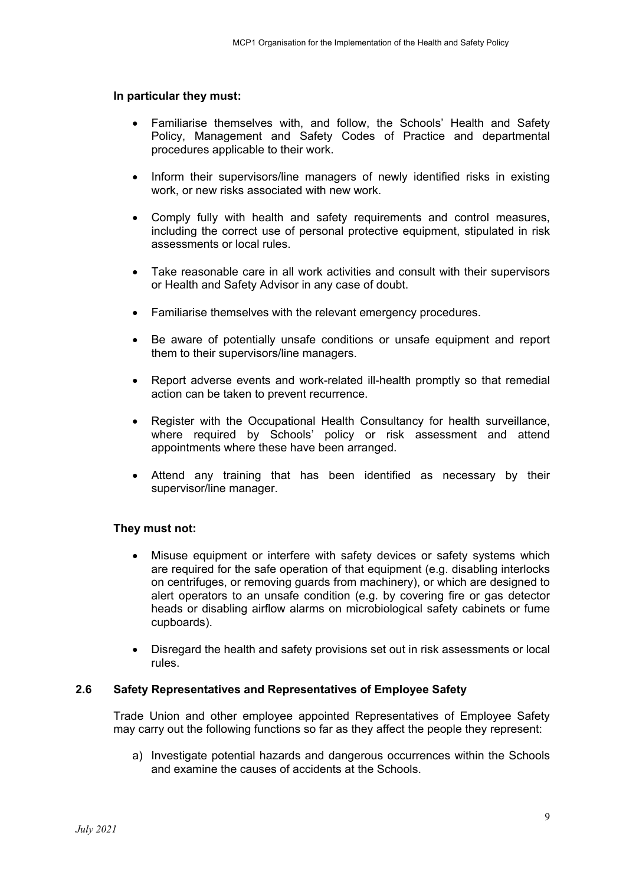**In particular they must:**

- Familiarise themselves with, and follow, the Schools' Health and Safety Policy, Management and Safety Codes of Practice and departmental procedures applicable to their work.
- Inform their supervisors/line managers of newly identified risks in existing work, or new risks associated with new work.
- Comply fully with health and safety requirements and control measures, including the correct use of personal protective equipment, stipulated in risk assessments or local rules.
- Take reasonable care in all work activities and consult with their supervisors or Health and Safety Advisor in any case of doubt.
- Familiarise themselves with the relevant emergency procedures.
- Be aware of potentially unsafe conditions or unsafe equipment and report them to their supervisors/line managers.
- Report adverse events and work-related ill-health promptly so that remedial action can be taken to prevent recurrence.
- Register with the Occupational Health Consultancy for health surveillance, where required by Schools' policy or risk assessment and attend appointments where these have been arranged.
- Attend any training that has been identified as necessary by their supervisor/line manager.

**They must not:**

- Misuse equipment or interfere with safety devices or safety systems which are required for the safe operation of that equipment (e.g. disabling interlocks on centrifuges, or removing guards from machinery), or which are designed to alert operators to an unsafe condition (e.g. by covering fire or gas detector heads or disabling airflow alarms on microbiological safety cabinets or fume cupboards).
- Disregard the health and safety provisions set out in risk assessments or local rules.

### 2.6 Safety Representatives and Representatives of Employee Safety

Trade Union and other employee appointed Representatives of Employee Safety may carry out the following functions so far as they affect the people they represent:

a) Investigate potential hazards and dangerous occurrences within the Schools and examine the causes of accidents at the Schools.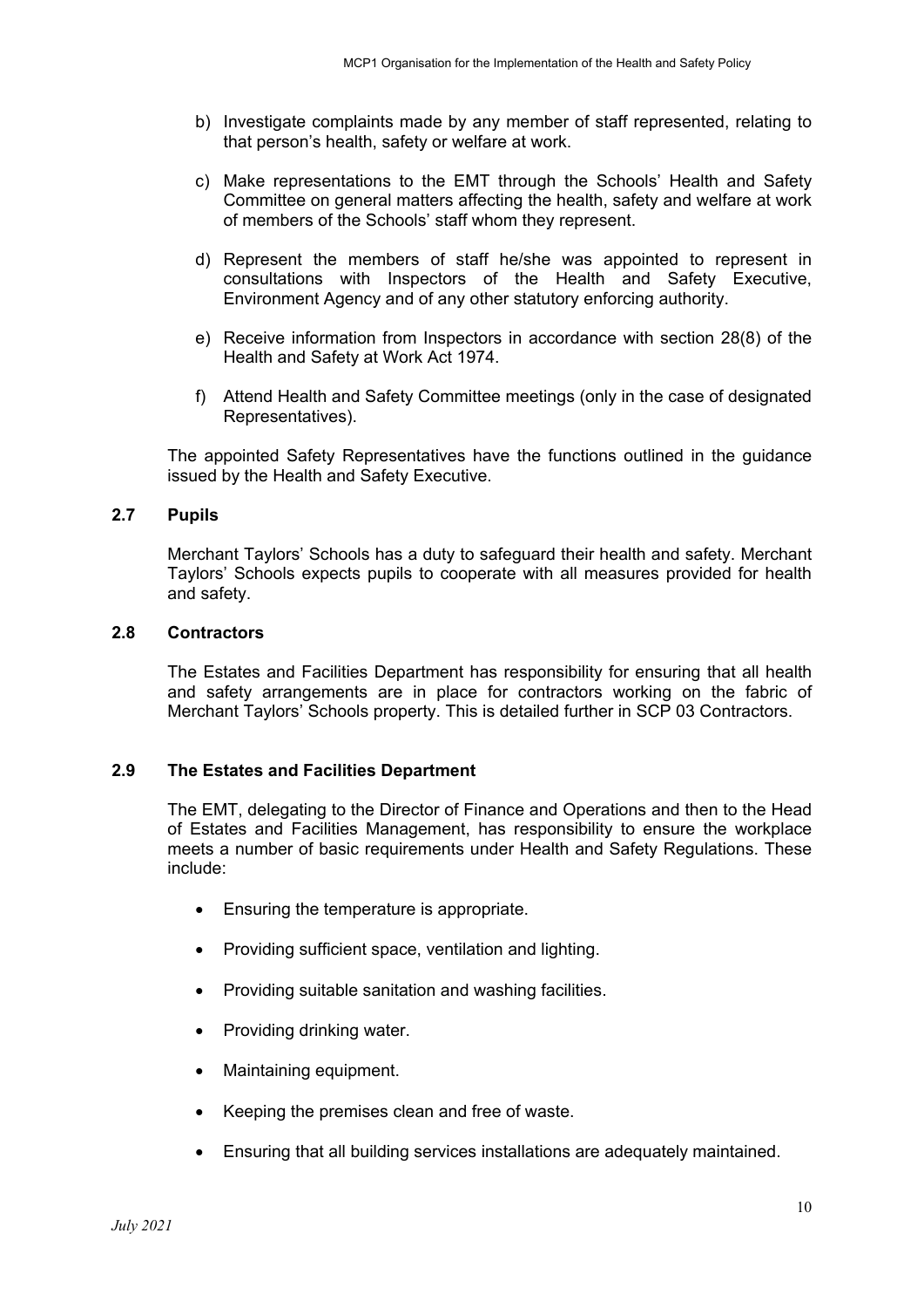b) Investigate complaints made by any member of staff represented, relating to that person's health, safety or welfare at work.

c) Make representations to the EMT through the Schools' Health and Safety Committee on general matters affecting the health, safety and welfare at work of members of the Schools' staff whom they represent.

d) Represent the members of staff he/she was appointed to represent in consultations with Inspectors of the Health and Safety Executive, Environment Agency and of any other statutory enforcing authority.

e) Receive information from Inspectors in accordance with section 28(8) of the Health and Safety at Work Act 1974.

f) Attend Health and Safety Committee meetings (only in the case of designated Representatives).

The appointed Safety Representatives have the functions outlined in the guidance issued by the Health and Safety Executive.

### 2.7 Pupils

Merchant Taylors' Schools has a duty to safeguard their health and safety. Merchant Taylors' Schools expects pupils to cooperate with all measures provided for health and safety.

### 2.8 Contractors

The Estates and Facilities Department has responsibility for ensuring that all health and safety arrangements are in place for contractors working on the fabric of Merchant Taylors' Schools property. This is detailed further in SCP 03 Contractors.

### 2.9 The Estates and Facilities Department

The EMT, delegating to the Director of Finance and Operations and then to the Head of Estates and Facilities Management, has responsibility to ensure the workplace meets a number of basic requirements under Health and Safety Regulations. These include:

- Ensuring the temperature is appropriate.
- Providing sufficient space, ventilation and lighting.
- Providing suitable sanitation and washing facilities.
- Providing drinking water.
- Maintaining equipment.
- Keeping the premises clean and free of waste.
- Ensuring that all building services installations are adequately maintained.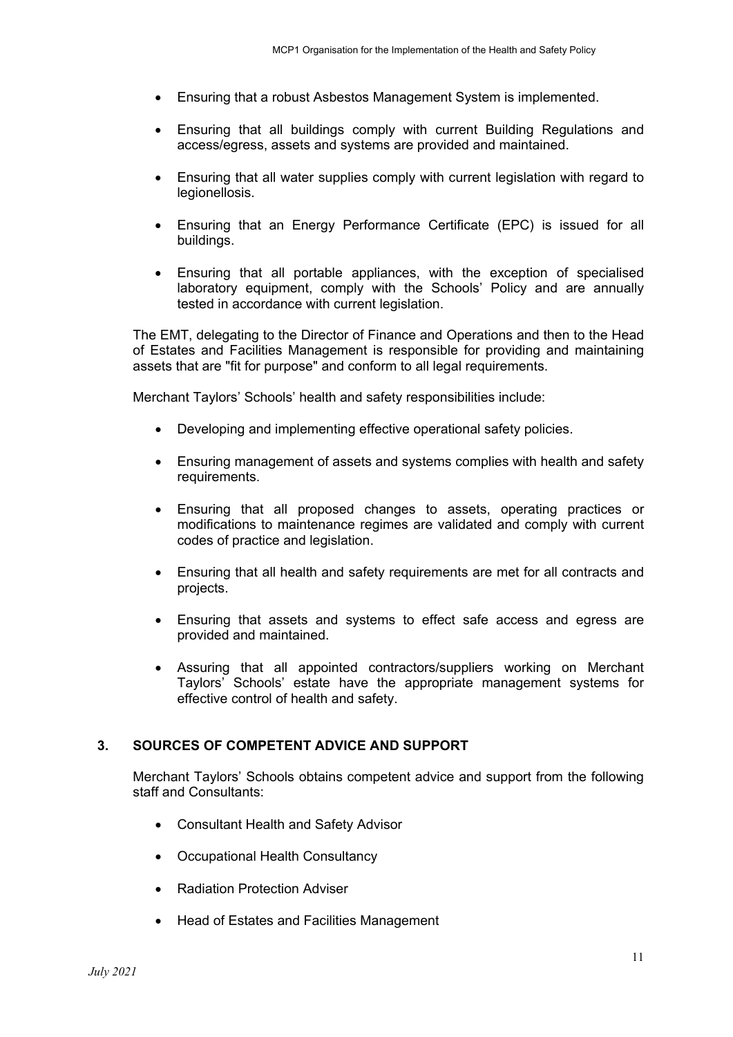- Ensuring that a robust Asbestos Management System is implemented.

- Ensuring that all buildings comply with current Building Regulations and access/egress, assets and systems are provided and maintained.

- Ensuring that all water supplies comply with current legislation with regard to legionellosis.

- Ensuring that an Energy Performance Certificate (EPC) is issued for all buildings.

- Ensuring that all portable appliances, with the exception of specialised laboratory equipment, comply with the Schools' Policy and are annually tested in accordance with current legislation.

The EMT, delegating to the Director of Finance and Operations and then to the Head of Estates and Facilities Management is responsible for providing and maintaining assets that are "fit for purpose" and conform to all legal requirements.

Merchant Taylors' Schools' health and safety responsibilities include:

- Developing and implementing effective operational safety policies.

- Ensuring management of assets and systems complies with health and safety requirements.

- Ensuring that all proposed changes to assets, operating practices or modifications to maintenance regimes are validated and comply with current codes of practice and legislation.

- Ensuring that all health and safety requirements are met for all contracts and projects.

- Ensuring that assets and systems to effect safe access and egress are provided and maintained.

- Assuring that all appointed contractors/suppliers working on Merchant Taylors' Schools' estate have the appropriate management systems for effective control of health and safety.

## 3. SOURCES OF COMPETENT ADVICE AND SUPPORT

Merchant Taylors' Schools obtains competent advice and support from the following staff and Consultants:

- Consultant Health and Safety Advisor

- Occupational Health Consultancy

- Radiation Protection Adviser

- Head of Estates and Facilities Management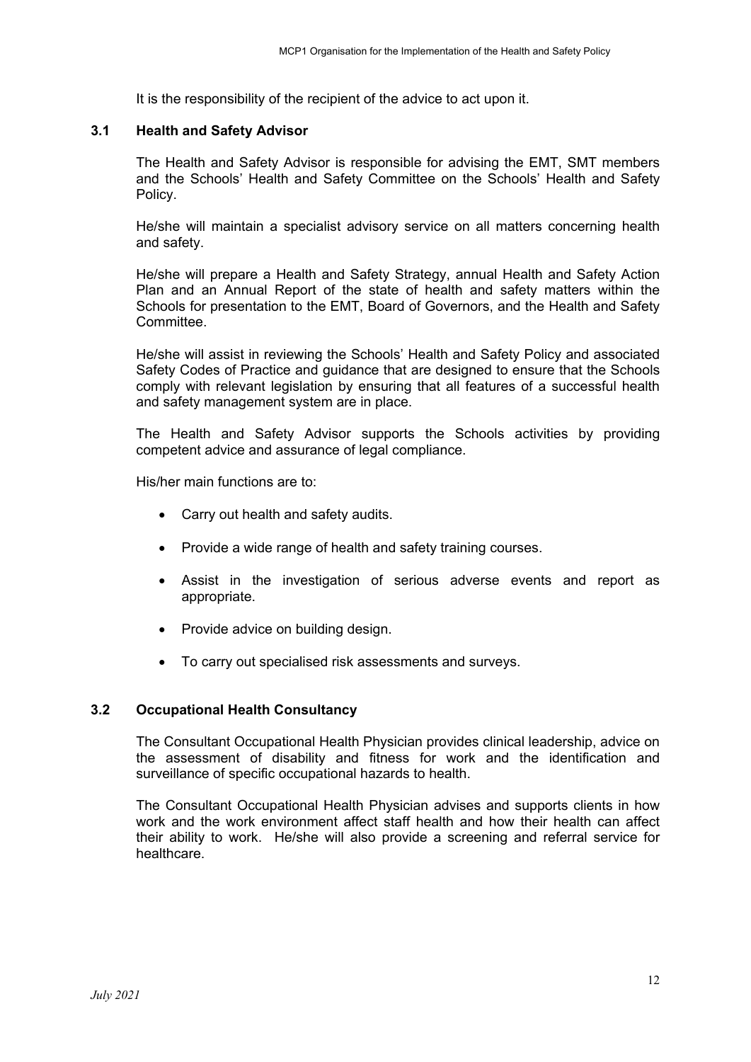It is the responsibility of the recipient of the advice to act upon it.

### 3.1 Health and Safety Advisor

The Health and Safety Advisor is responsible for advising the EMT, SMT members and the Schools' Health and Safety Committee on the Schools' Health and Safety Policy.

He/she will maintain a specialist advisory service on all matters concerning health and safety.

He/she will prepare a Health and Safety Strategy, annual Health and Safety Action Plan and an Annual Report of the state of health and safety matters within the Schools for presentation to the EMT, Board of Governors, and the Health and Safety Committee.

He/she will assist in reviewing the Schools' Health and Safety Policy and associated Safety Codes of Practice and guidance that are designed to ensure that the Schools comply with relevant legislation by ensuring that all features of a successful health and safety management system are in place.

The Health and Safety Advisor supports the Schools activities by providing competent advice and assurance of legal compliance.

His/her main functions are to:

- Carry out health and safety audits.
- Provide a wide range of health and safety training courses.
- Assist in the investigation of serious adverse events and report as appropriate.
- Provide advice on building design.
- To carry out specialised risk assessments and surveys.

### 3.2 Occupational Health Consultancy

The Consultant Occupational Health Physician provides clinical leadership, advice on the assessment of disability and fitness for work and the identification and surveillance of specific occupational hazards to health.

The Consultant Occupational Health Physician advises and supports clients in how work and the work environment affect staff health and how their health can affect their ability to work. He/she will also provide a screening and referral service for healthcare.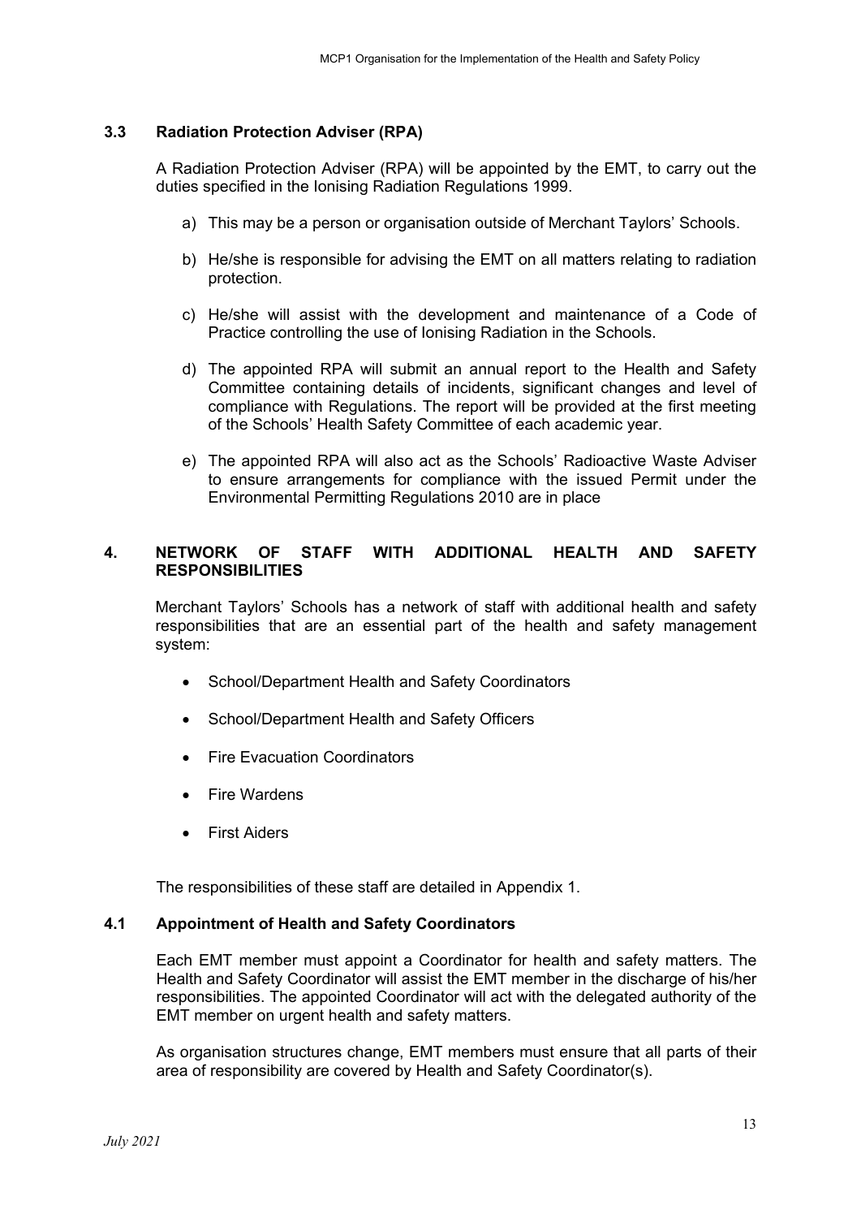### 3.3 Radiation Protection Adviser (RPA)

A Radiation Protection Adviser (RPA) will be appointed by the EMT, to carry out the duties specified in the Ionising Radiation Regulations 1999.

a) This may be a person or organisation outside of Merchant Taylors' Schools.

b) He/she is responsible for advising the EMT on all matters relating to radiation protection.

c) He/she will assist with the development and maintenance of a Code of Practice controlling the use of Ionising Radiation in the Schools.

d) The appointed RPA will submit an annual report to the Health and Safety Committee containing details of incidents, significant changes and level of compliance with Regulations. The report will be provided at the first meeting of the Schools' Health Safety Committee of each academic year.

e) The appointed RPA will also act as the Schools' Radioactive Waste Adviser to ensure arrangements for compliance with the issued Permit under the Environmental Permitting Regulations 2010 are in place

## 4. NETWORK OF STAFF WITH ADDITIONAL HEALTH AND SAFETY RESPONSIBILITIES

Merchant Taylors' Schools has a network of staff with additional health and safety responsibilities that are an essential part of the health and safety management system:

- School/Department Health and Safety Coordinators
- School/Department Health and Safety Officers
- Fire Evacuation Coordinators
- Fire Wardens
- First Aiders

The responsibilities of these staff are detailed in Appendix 1.

### 4.1 Appointment of Health and Safety Coordinators

Each EMT member must appoint a Coordinator for health and safety matters. The Health and Safety Coordinator will assist the EMT member in the discharge of his/her responsibilities. The appointed Coordinator will act with the delegated authority of the EMT member on urgent health and safety matters.

As organisation structures change, EMT members must ensure that all parts of their area of responsibility are covered by Health and Safety Coordinator(s).

*July 2021*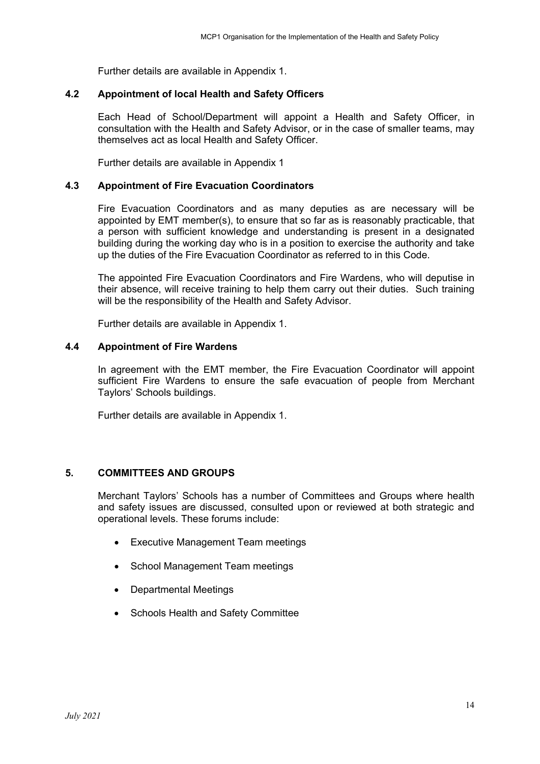Further details are available in Appendix 1.

### 4.2 Appointment of local Health and Safety Officers

Each Head of School/Department will appoint a Health and Safety Officer, in consultation with the Health and Safety Advisor, or in the case of smaller teams, may themselves act as local Health and Safety Officer.

Further details are available in Appendix 1

### 4.3 Appointment of Fire Evacuation Coordinators

Fire Evacuation Coordinators and as many deputies as are necessary will be appointed by EMT member(s), to ensure that so far as is reasonably practicable, that a person with sufficient knowledge and understanding is present in a designated building during the working day who is in a position to exercise the authority and take up the duties of the Fire Evacuation Coordinator as referred to in this Code.

The appointed Fire Evacuation Coordinators and Fire Wardens, who will deputise in their absence, will receive training to help them carry out their duties. Such training will be the responsibility of the Health and Safety Advisor.

Further details are available in Appendix 1.

### 4.4 Appointment of Fire Wardens

In agreement with the EMT member, the Fire Evacuation Coordinator will appoint sufficient Fire Wardens to ensure the safe evacuation of people from Merchant Taylors' Schools buildings.

Further details are available in Appendix 1.

## 5. COMMITTEES AND GROUPS

Merchant Taylors' Schools has a number of Committees and Groups where health and safety issues are discussed, consulted upon or reviewed at both strategic and operational levels. These forums include:

- Executive Management Team meetings
- School Management Team meetings
- Departmental Meetings
- Schools Health and Safety Committee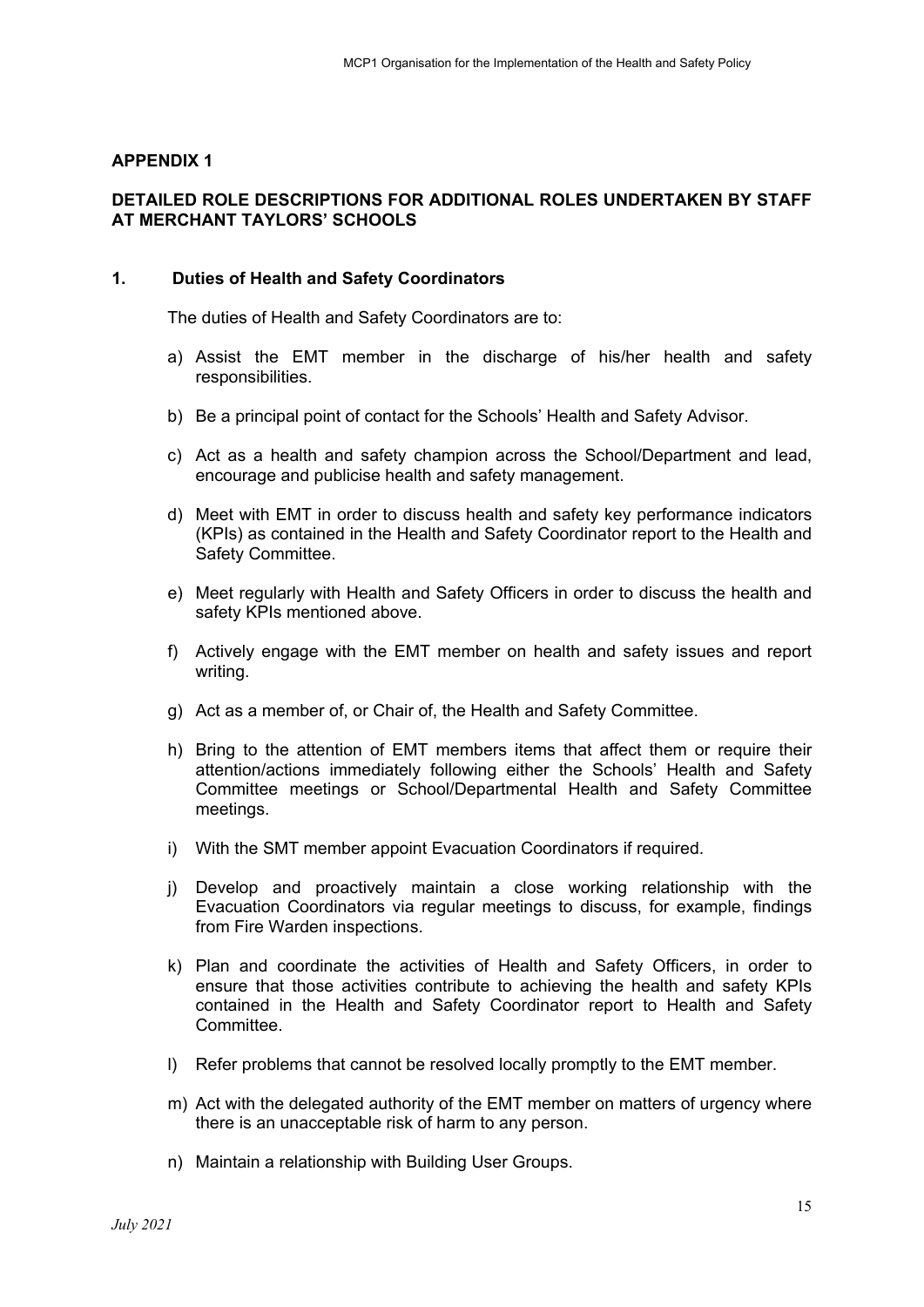## APPENDIX 1

## DETAILED ROLE DESCRIPTIONS FOR ADDITIONAL ROLES UNDERTAKEN BY STAFF AT MERCHANT TAYLORS' SCHOOLS

### 1. Duties of Health and Safety Coordinators

The duties of Health and Safety Coordinators are to:

a) Assist the EMT member in the discharge of his/her health and safety responsibilities.

b) Be a principal point of contact for the Schools' Health and Safety Advisor.

c) Act as a health and safety champion across the School/Department and lead, encourage and publicise health and safety management.

d) Meet with EMT in order to discuss health and safety key performance indicators (KPIs) as contained in the Health and Safety Coordinator report to the Health and Safety Committee.

e) Meet regularly with Health and Safety Officers in order to discuss the health and safety KPIs mentioned above.

f) Actively engage with the EMT member on health and safety issues and report writing.

g) Act as a member of, or Chair of, the Health and Safety Committee.

h) Bring to the attention of EMT members items that affect them or require their attention/actions immediately following either the Schools' Health and Safety Committee meetings or School/Departmental Health and Safety Committee meetings.

i) With the SMT member appoint Evacuation Coordinators if required.

j) Develop and proactively maintain a close working relationship with the Evacuation Coordinators via regular meetings to discuss, for example, findings from Fire Warden inspections.

k) Plan and coordinate the activities of Health and Safety Officers, in order to ensure that those activities contribute to achieving the health and safety KPIs contained in the Health and Safety Coordinator report to Health and Safety Committee.

l) Refer problems that cannot be resolved locally promptly to the EMT member.

m) Act with the delegated authority of the EMT member on matters of urgency where there is an unacceptable risk of harm to any person.

n) Maintain a relationship with Building User Groups.

*July 2021*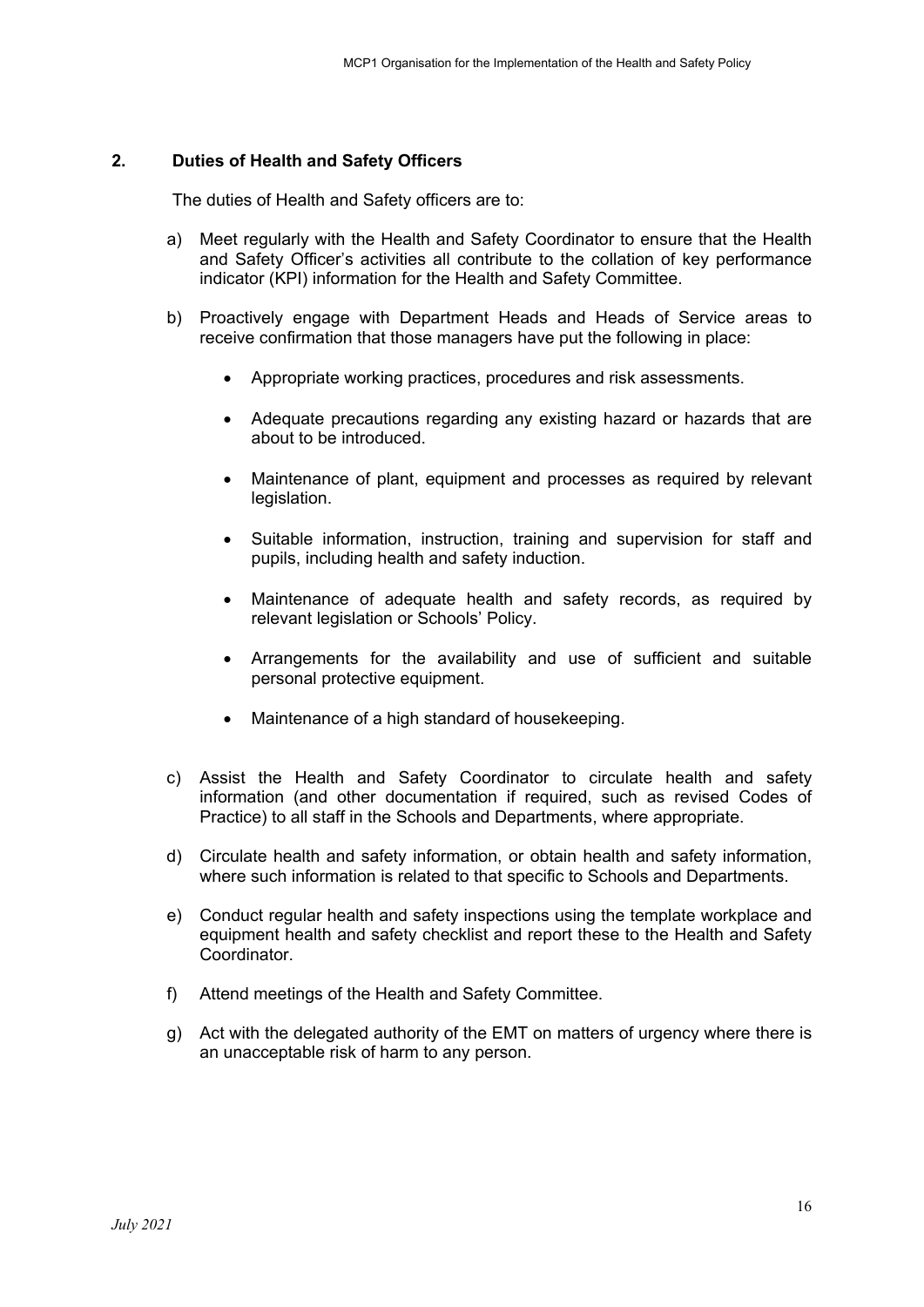## 2. Duties of Health and Safety Officers

The duties of Health and Safety officers are to:

a) Meet regularly with the Health and Safety Coordinator to ensure that the Health and Safety Officer's activities all contribute to the collation of key performance indicator (KPI) information for the Health and Safety Committee.

b) Proactively engage with Department Heads and Heads of Service areas to receive confirmation that those managers have put the following in place:

   - Appropriate working practices, procedures and risk assessments.
   - Adequate precautions regarding any existing hazard or hazards that are about to be introduced.
   - Maintenance of plant, equipment and processes as required by relevant legislation.
   - Suitable information, instruction, training and supervision for staff and pupils, including health and safety induction.
   - Maintenance of adequate health and safety records, as required by relevant legislation or Schools' Policy.
   - Arrangements for the availability and use of sufficient and suitable personal protective equipment.
   - Maintenance of a high standard of housekeeping.

c) Assist the Health and Safety Coordinator to circulate health and safety information (and other documentation if required, such as revised Codes of Practice) to all staff in the Schools and Departments, where appropriate.

d) Circulate health and safety information, or obtain health and safety information, where such information is related to that specific to Schools and Departments.

e) Conduct regular health and safety inspections using the template workplace and equipment health and safety checklist and report these to the Health and Safety Coordinator.

f) Attend meetings of the Health and Safety Committee.

g) Act with the delegated authority of the EMT on matters of urgency where there is an unacceptable risk of harm to any person.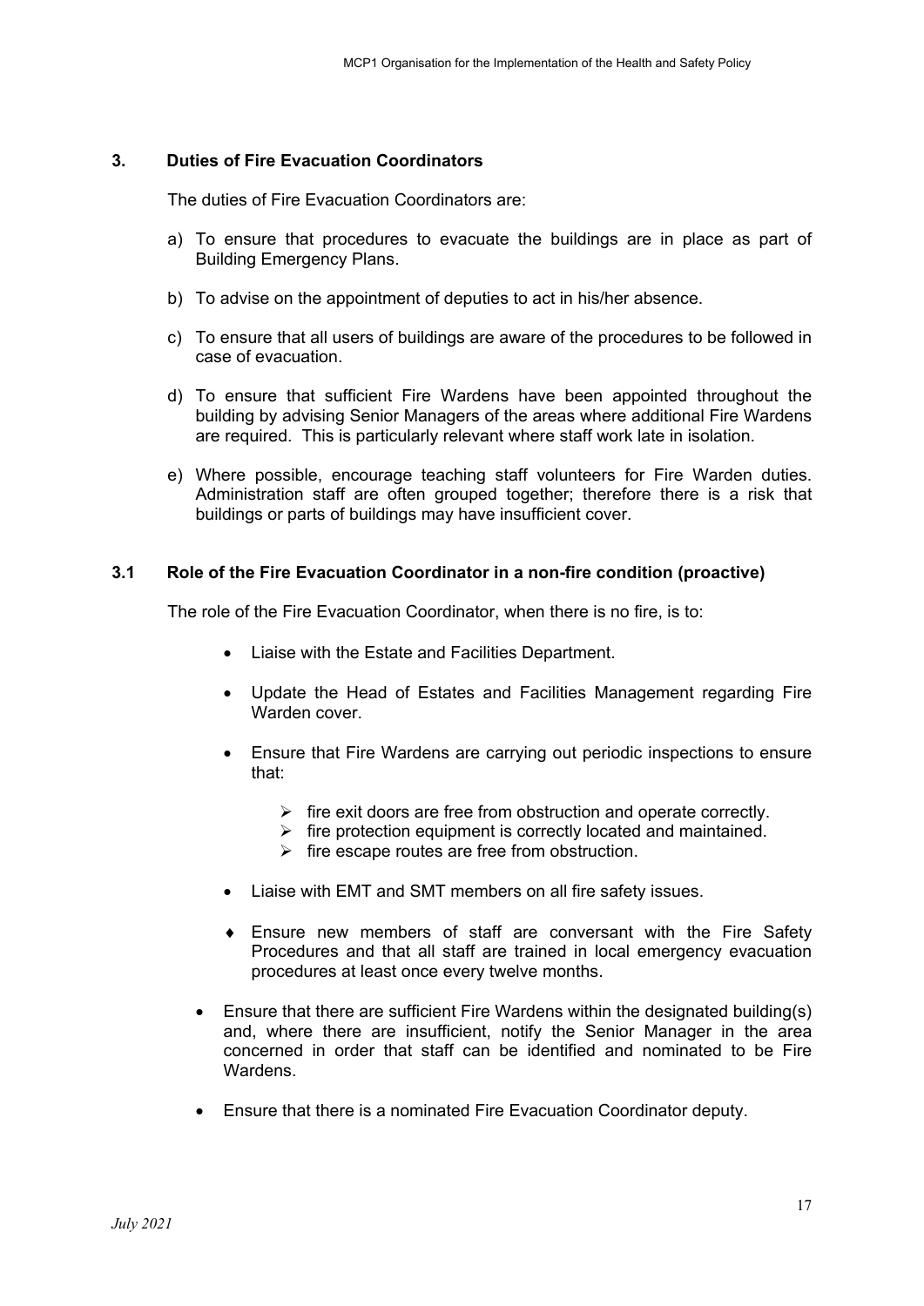## 3. Duties of Fire Evacuation Coordinators

The duties of Fire Evacuation Coordinators are:

a) To ensure that procedures to evacuate the buildings are in place as part of Building Emergency Plans.

b) To advise on the appointment of deputies to act in his/her absence.

c) To ensure that all users of buildings are aware of the procedures to be followed in case of evacuation.

d) To ensure that sufficient Fire Wardens have been appointed throughout the building by advising Senior Managers of the areas where additional Fire Wardens are required. This is particularly relevant where staff work late in isolation.

e) Where possible, encourage teaching staff volunteers for Fire Warden duties. Administration staff are often grouped together; therefore there is a risk that buildings or parts of buildings may have insufficient cover.

### 3.1 Role of the Fire Evacuation Coordinator in a non-fire condition (proactive)

The role of the Fire Evacuation Coordinator, when there is no fire, is to:

- Liaise with the Estate and Facilities Department.
- Update the Head of Estates and Facilities Management regarding Fire Warden cover.
- Ensure that Fire Wardens are carrying out periodic inspections to ensure that:
  - fire exit doors are free from obstruction and operate correctly.
  - fire protection equipment is correctly located and maintained.
  - fire escape routes are free from obstruction.
- Liaise with EMT and SMT members on all fire safety issues.
- Ensure new members of staff are conversant with the Fire Safety Procedures and that all staff are trained in local emergency evacuation procedures at least once every twelve months.
- Ensure that there are sufficient Fire Wardens within the designated building(s) and, where there are insufficient, notify the Senior Manager in the area concerned in order that staff can be identified and nominated to be Fire Wardens.
- Ensure that there is a nominated Fire Evacuation Coordinator deputy.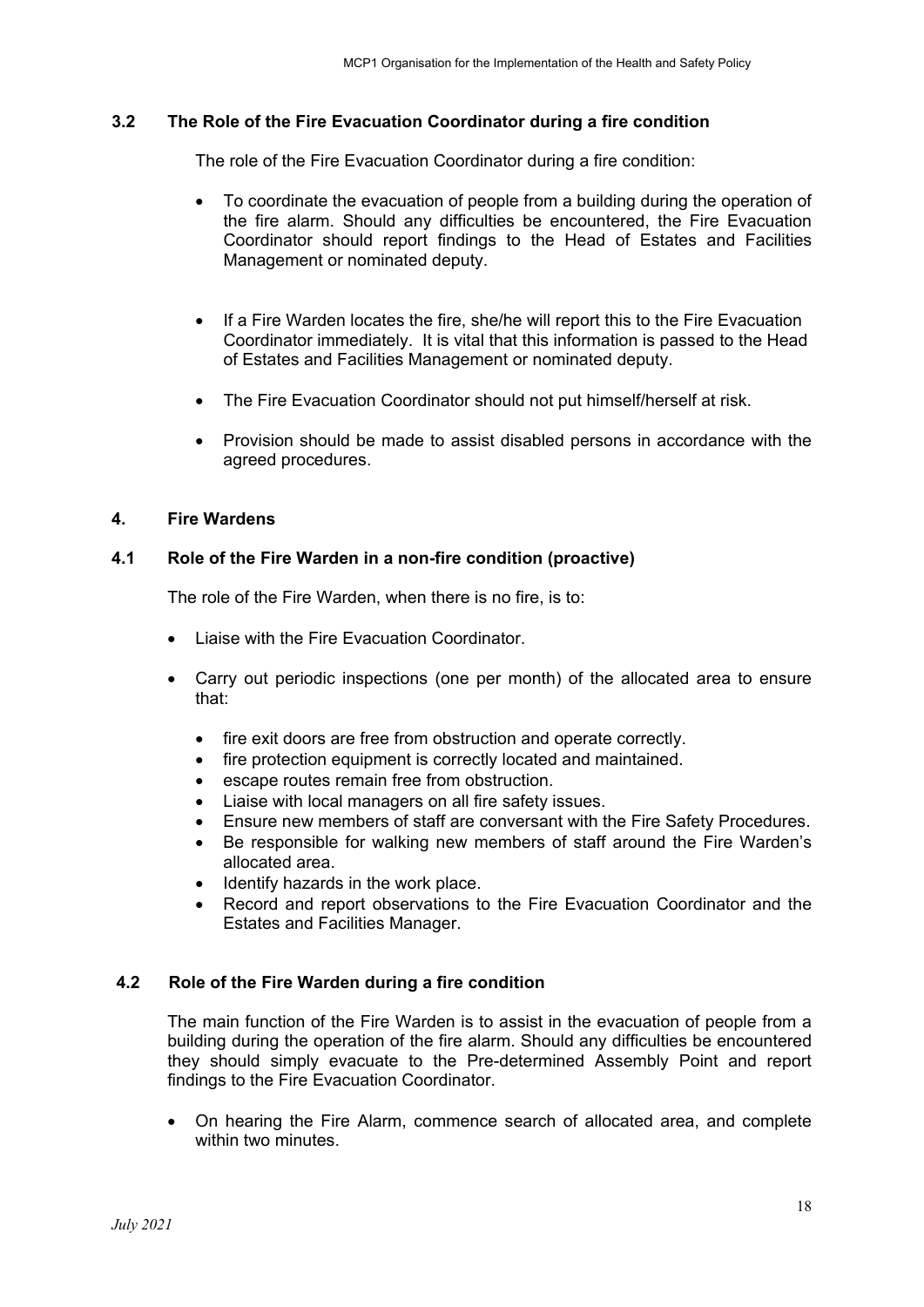### 3.2 The Role of the Fire Evacuation Coordinator during a fire condition

The role of the Fire Evacuation Coordinator during a fire condition:

- To coordinate the evacuation of people from a building during the operation of the fire alarm. Should any difficulties be encountered, the Fire Evacuation Coordinator should report findings to the Head of Estates and Facilities Management or nominated deputy.
- If a Fire Warden locates the fire, she/he will report this to the Fire Evacuation Coordinator immediately. It is vital that this information is passed to the Head of Estates and Facilities Management or nominated deputy.
- The Fire Evacuation Coordinator should not put himself/herself at risk.
- Provision should be made to assist disabled persons in accordance with the agreed procedures.

## 4. Fire Wardens

### 4.1 Role of the Fire Warden in a non-fire condition (proactive)

The role of the Fire Warden, when there is no fire, is to:

- Liaise with the Fire Evacuation Coordinator.
- Carry out periodic inspections (one per month) of the allocated area to ensure that:
  - fire exit doors are free from obstruction and operate correctly.
  - fire protection equipment is correctly located and maintained.
  - escape routes remain free from obstruction.
  - Liaise with local managers on all fire safety issues.
  - Ensure new members of staff are conversant with the Fire Safety Procedures.
  - Be responsible for walking new members of staff around the Fire Warden's allocated area.
  - Identify hazards in the work place.
  - Record and report observations to the Fire Evacuation Coordinator and the Estates and Facilities Manager.

### 4.2 Role of the Fire Warden during a fire condition

The main function of the Fire Warden is to assist in the evacuation of people from a building during the operation of the fire alarm. Should any difficulties be encountered they should simply evacuate to the Pre-determined Assembly Point and report findings to the Fire Evacuation Coordinator.

- On hearing the Fire Alarm, commence search of allocated area, and complete within two minutes.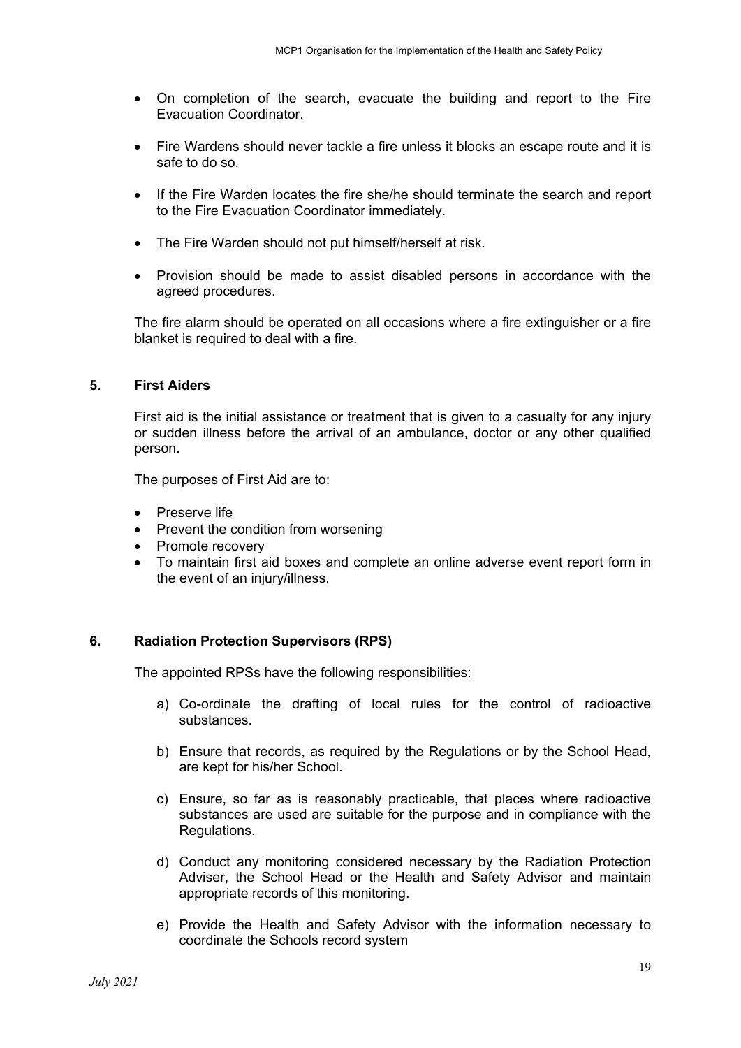- On completion of the search, evacuate the building and report to the Fire Evacuation Coordinator.
- Fire Wardens should never tackle a fire unless it blocks an escape route and it is safe to do so.
- If the Fire Warden locates the fire she/he should terminate the search and report to the Fire Evacuation Coordinator immediately.
- The Fire Warden should not put himself/herself at risk.
- Provision should be made to assist disabled persons in accordance with the agreed procedures.

The fire alarm should be operated on all occasions where a fire extinguisher or a fire blanket is required to deal with a fire.

### 5. First Aiders

First aid is the initial assistance or treatment that is given to a casualty for any injury or sudden illness before the arrival of an ambulance, doctor or any other qualified person.

The purposes of First Aid are to:

- Preserve life
- Prevent the condition from worsening
- Promote recovery
- To maintain first aid boxes and complete an online adverse event report form in the event of an injury/illness.

### 6. Radiation Protection Supervisors (RPS)

The appointed RPSs have the following responsibilities:

a) Co-ordinate the drafting of local rules for the control of radioactive substances.

b) Ensure that records, as required by the Regulations or by the School Head, are kept for his/her School.

c) Ensure, so far as is reasonably practicable, that places where radioactive substances are used are suitable for the purpose and in compliance with the Regulations.

d) Conduct any monitoring considered necessary by the Radiation Protection Adviser, the School Head or the Health and Safety Advisor and maintain appropriate records of this monitoring.

e) Provide the Health and Safety Advisor with the information necessary to coordinate the Schools record system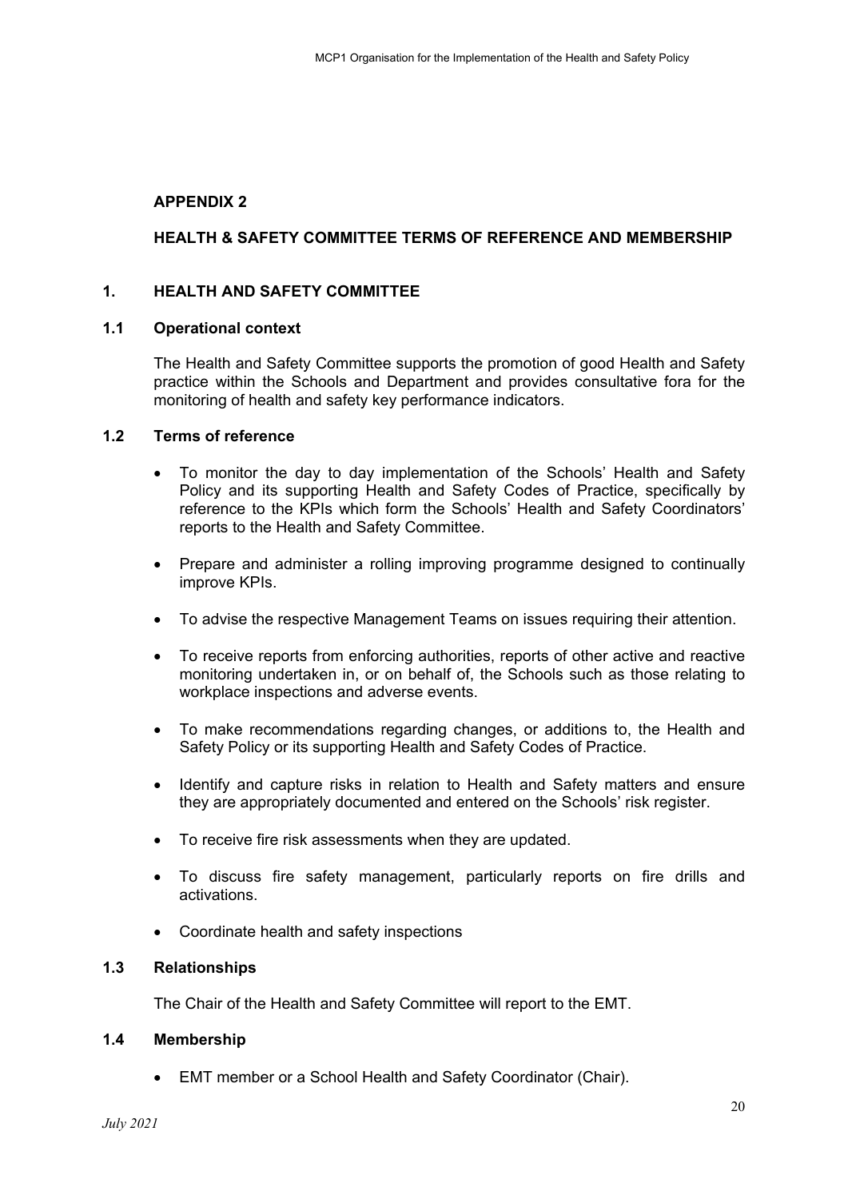## APPENDIX 2

## HEALTH & SAFETY COMMITTEE TERMS OF REFERENCE AND MEMBERSHIP

### 1. HEALTH AND SAFETY COMMITTEE

#### 1.1 Operational context

The Health and Safety Committee supports the promotion of good Health and Safety practice within the Schools and Department and provides consultative fora for the monitoring of health and safety key performance indicators.

#### 1.2 Terms of reference

- To monitor the day to day implementation of the Schools' Health and Safety Policy and its supporting Health and Safety Codes of Practice, specifically by reference to the KPIs which form the Schools' Health and Safety Coordinators' reports to the Health and Safety Committee.
- Prepare and administer a rolling improving programme designed to continually improve KPIs.
- To advise the respective Management Teams on issues requiring their attention.
- To receive reports from enforcing authorities, reports of other active and reactive monitoring undertaken in, or on behalf of, the Schools such as those relating to workplace inspections and adverse events.
- To make recommendations regarding changes, or additions to, the Health and Safety Policy or its supporting Health and Safety Codes of Practice.
- Identify and capture risks in relation to Health and Safety matters and ensure they are appropriately documented and entered on the Schools' risk register.
- To receive fire risk assessments when they are updated.
- To discuss fire safety management, particularly reports on fire drills and activations.
- Coordinate health and safety inspections

#### 1.3 Relationships

The Chair of the Health and Safety Committee will report to the EMT.

#### 1.4 Membership

- EMT member or a School Health and Safety Coordinator (Chair).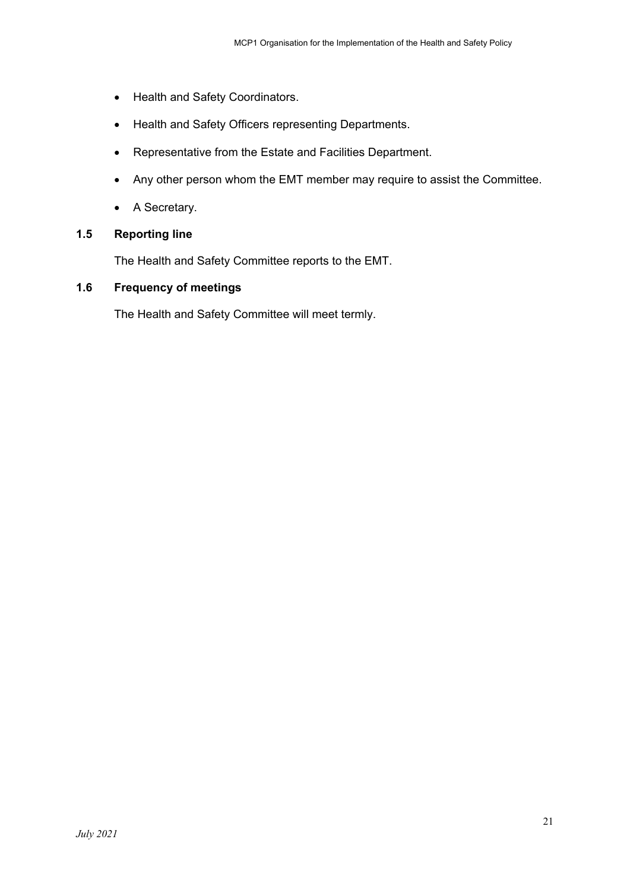- Health and Safety Coordinators.
- Health and Safety Officers representing Departments.
- Representative from the Estate and Facilities Department.
- Any other person whom the EMT member may require to assist the Committee.
- A Secretary.

### 1.5 Reporting line

The Health and Safety Committee reports to the EMT.

### 1.6 Frequency of meetings

The Health and Safety Committee will meet termly.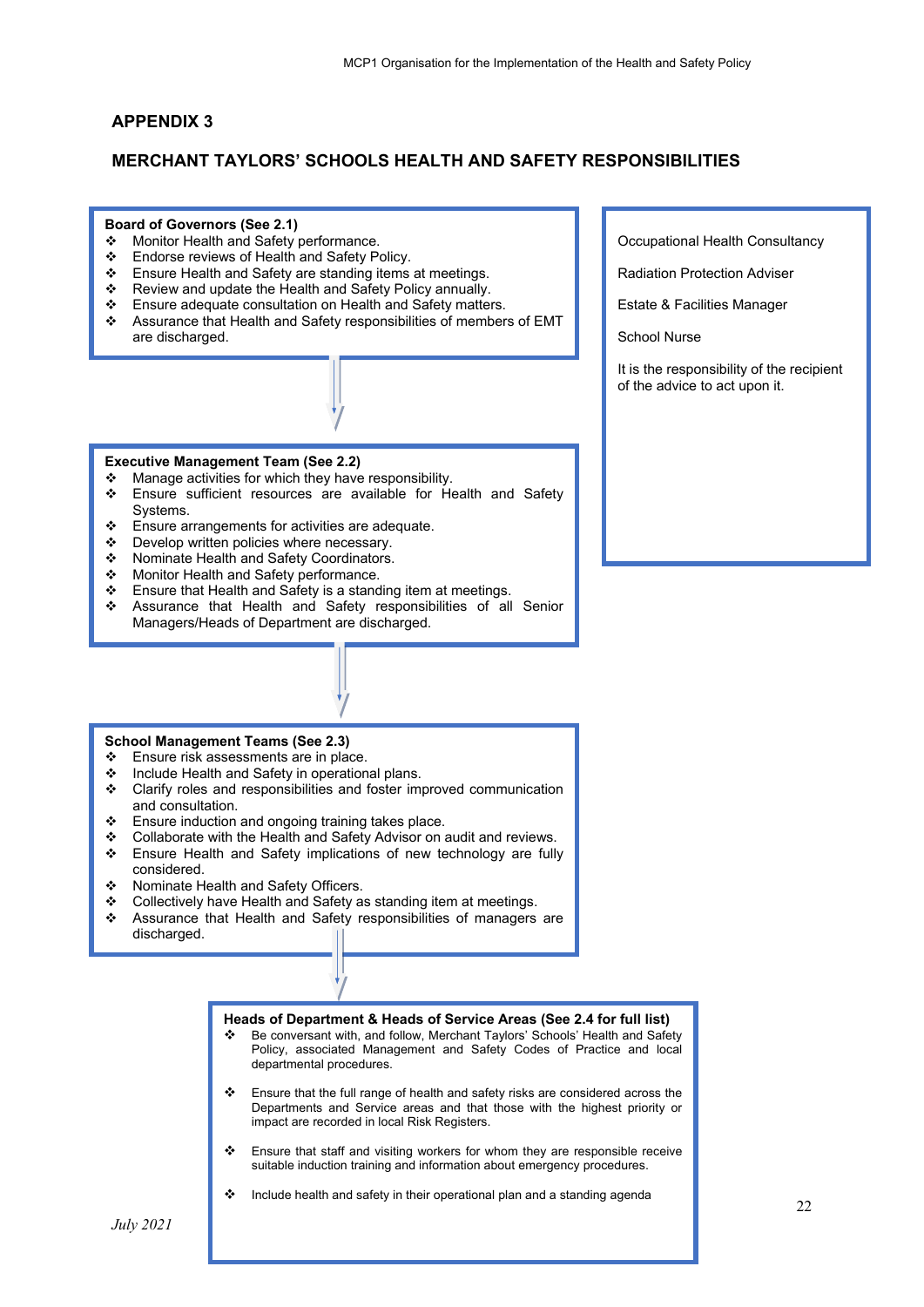## APPENDIX 3

## MERCHANT TAYLORS' SCHOOLS HEALTH AND SAFETY RESPONSIBILITIES

**Board of Governors (See 2.1)**

- ❖ Monitor Health and Safety performance.
- ❖ Endorse reviews of Health and Safety Policy.
- ❖ Ensure Health and Safety are standing items at meetings.
- ❖ Review and update the Health and Safety Policy annually.
- ❖ Ensure adequate consultation on Health and Safety matters.
- ❖ Assurance that Health and Safety responsibilities of members of EMT are discharged.

Occupational Health Consultancy

Radiation Protection Adviser

Estate & Facilities Manager

School Nurse

It is the responsibility of the recipient of the advice to act upon it.

**Executive Management Team (See 2.2)**

- ❖ Manage activities for which they have responsibility.
- ❖ Ensure sufficient resources are available for Health and Safety Systems.
- ❖ Ensure arrangements for activities are adequate.
- ❖ Develop written policies where necessary.
- ❖ Nominate Health and Safety Coordinators.
- ❖ Monitor Health and Safety performance.
- ❖ Ensure that Health and Safety is a standing item at meetings.
- ❖ Assurance that Health and Safety responsibilities of all Senior Managers/Heads of Department are discharged.

**School Management Teams (See 2.3)**

- ❖ Ensure risk assessments are in place.
- ❖ Include Health and Safety in operational plans.
- ❖ Clarify roles and responsibilities and foster improved communication and consultation.
- ❖ Ensure induction and ongoing training takes place.
- ❖ Collaborate with the Health and Safety Advisor on audit and reviews.
- ❖ Ensure Health and Safety implications of new technology are fully considered.
- ❖ Nominate Health and Safety Officers.
- ❖ Collectively have Health and Safety as standing item at meetings.
- ❖ Assurance that Health and Safety responsibilities of managers are discharged.

**Heads of Department & Heads of Service Areas (See 2.4 for full list)**

- ❖ Be conversant with, and follow, Merchant Taylors' Schools' Health and Safety Policy, associated Management and Safety Codes of Practice and local departmental procedures.
- ❖ Ensure that the full range of health and safety risks are considered across the Departments and Service areas and that those with the highest priority or impact are recorded in local Risk Registers.
- ❖ Ensure that staff and visiting workers for whom they are responsible receive suitable induction training and information about emergency procedures.
- ❖ Include health and safety in their operational plan and a standing agenda

*July 2021*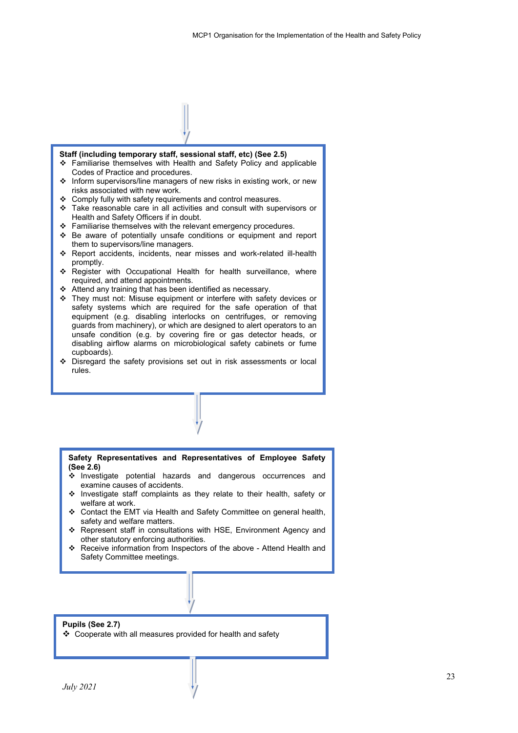**Staff (including temporary staff, sessional staff, etc) (See 2.5)**

- Familiarise themselves with Health and Safety Policy and applicable Codes of Practice and procedures.
- Inform supervisors/line managers of new risks in existing work, or new risks associated with new work.
- Comply fully with safety requirements and control measures.
- Take reasonable care in all activities and consult with supervisors or Health and Safety Officers if in doubt.
- Familiarise themselves with the relevant emergency procedures.
- Be aware of potentially unsafe conditions or equipment and report them to supervisors/line managers.
- Report accidents, incidents, near misses and work-related ill-health promptly.
- Register with Occupational Health for health surveillance, where required, and attend appointments.
- Attend any training that has been identified as necessary.
- They must not: Misuse equipment or interfere with safety devices or safety systems which are required for the safe operation of that equipment (e.g. disabling interlocks on centrifuges, or removing guards from machinery), or which are designed to alert operators to an unsafe condition (e.g. by covering fire or gas detector heads, or disabling airflow alarms on microbiological safety cabinets or fume cupboards).
- Disregard the safety provisions set out in risk assessments or local rules.

**Safety Representatives and Representatives of Employee Safety (See 2.6)**

- Investigate potential hazards and dangerous occurrences and examine causes of accidents.
- Investigate staff complaints as they relate to their health, safety or welfare at work.
- Contact the EMT via Health and Safety Committee on general health, safety and welfare matters.
- Represent staff in consultations with HSE, Environment Agency and other statutory enforcing authorities.
- Receive information from Inspectors of the above - Attend Health and Safety Committee meetings.

**Pupils (See 2.7)**

- Cooperate with all measures provided for health and safety

*July 2021*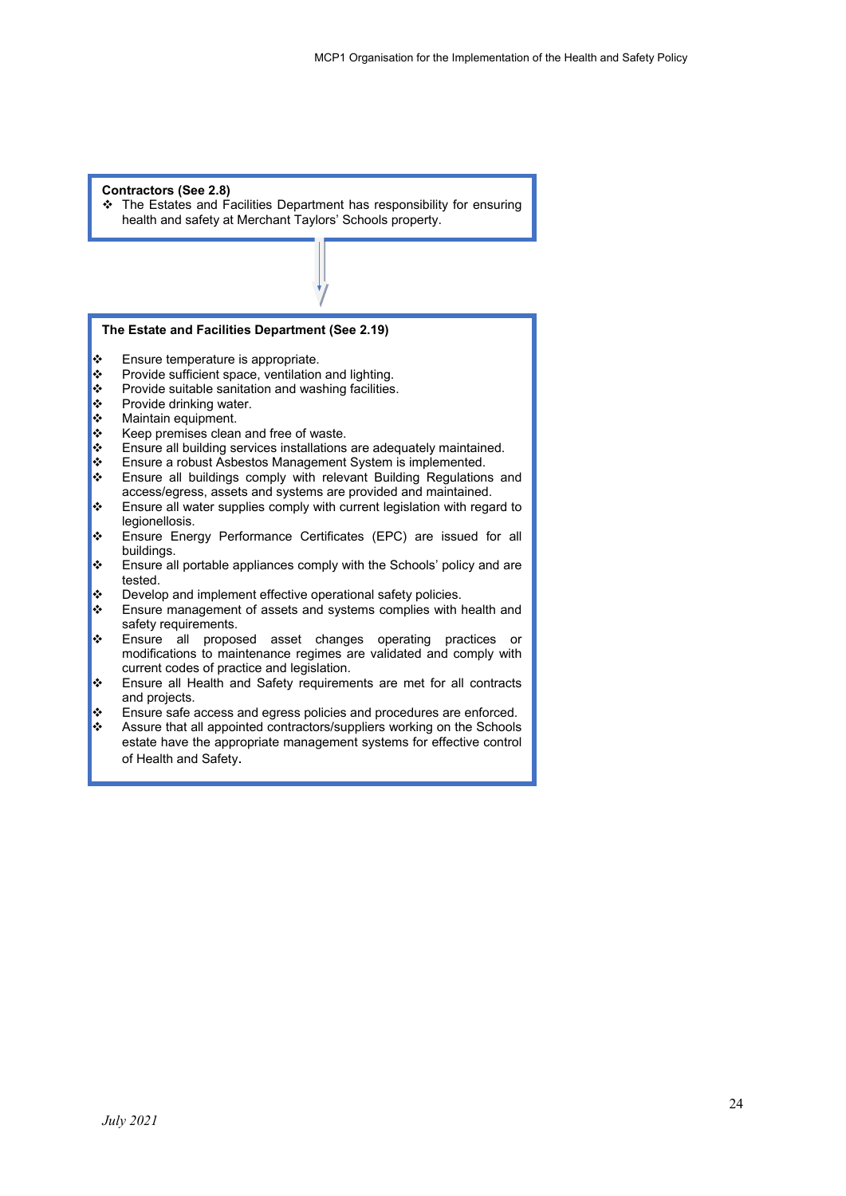**Contractors (See 2.8)**

- The Estates and Facilities Department has responsibility for ensuring health and safety at Merchant Taylors' Schools property.

**The Estate and Facilities Department (See 2.19)**

- Ensure temperature is appropriate.
- Provide sufficient space, ventilation and lighting.
- Provide suitable sanitation and washing facilities.
- Provide drinking water.
- Maintain equipment.
- Keep premises clean and free of waste.
- Ensure all building services installations are adequately maintained.
- Ensure a robust Asbestos Management System is implemented.
- Ensure all buildings comply with relevant Building Regulations and access/egress, assets and systems are provided and maintained.
- Ensure all water supplies comply with current legislation with regard to legionellosis.
- Ensure Energy Performance Certificates (EPC) are issued for all buildings.
- Ensure all portable appliances comply with the Schools' policy and are tested.
- Develop and implement effective operational safety policies.
- Ensure management of assets and systems complies with health and safety requirements.
- Ensure all proposed asset changes operating practices or modifications to maintenance regimes are validated and comply with current codes of practice and legislation.
- Ensure all Health and Safety requirements are met for all contracts and projects.
- Ensure safe access and egress policies and procedures are enforced.
- Assure that all appointed contractors/suppliers working on the Schools estate have the appropriate management systems for effective control of Health and Safety.

*July 2021*